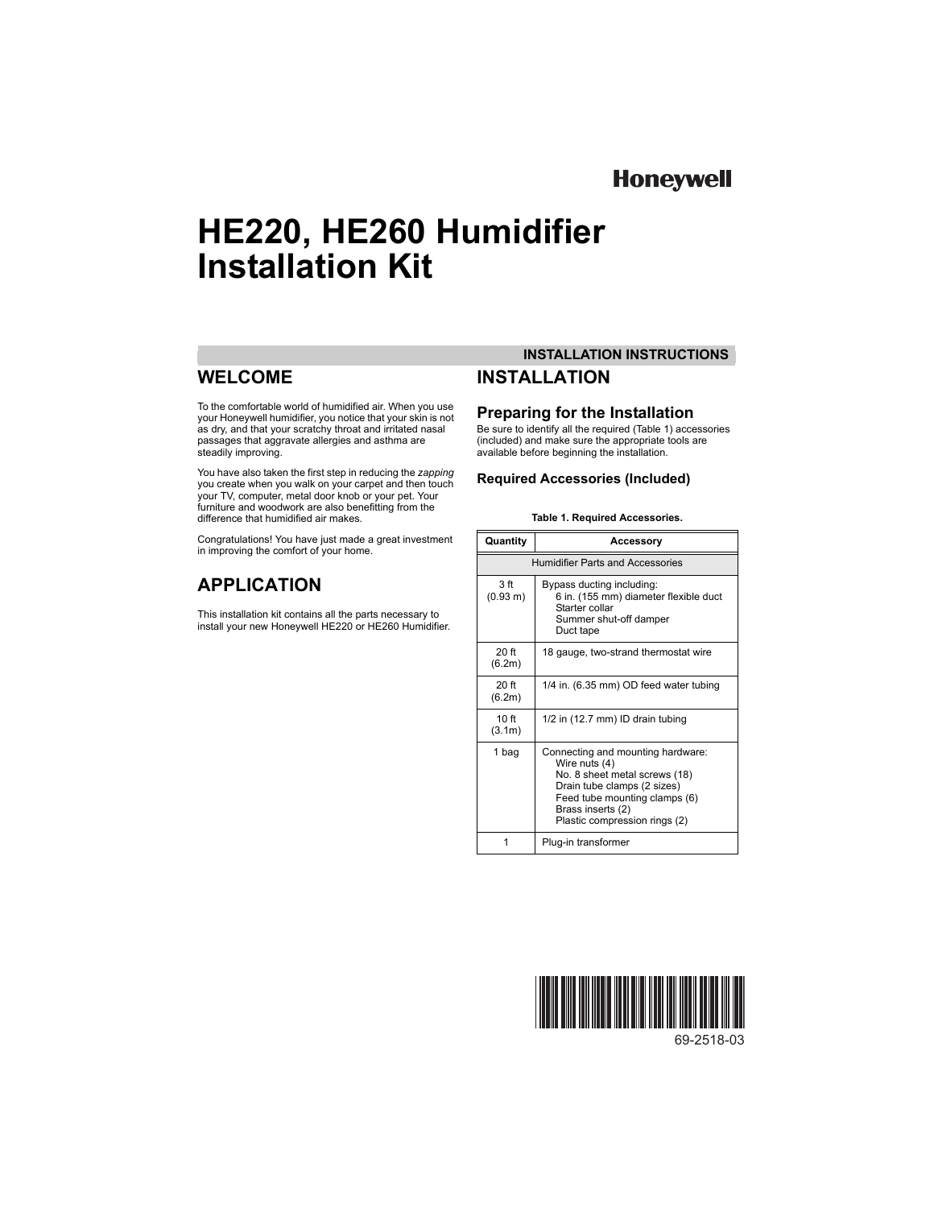Honeywell

# HE220, HE260 Humidifier Installation Kit

INSTALLATION INSTRUCTIONS

## WELCOME

To the comfortable world of humidified air. When you use your Honeywell humidifier, you notice that your skin is not as dry, and that your scratchy throat and irritated nasal passages that aggravate allergies and asthma are steadily improving.

You have also taken the first step in reducing the *zapping* you create when you walk on your carpet and then touch your TV, computer, metal door knob or your pet. Your furniture and woodwork are also benefitting from the difference that humidified air makes.

Congratulations! You have just made a great investment in improving the comfort of your home.

## APPLICATION

This installation kit contains all the parts necessary to install your new Honeywell HE220 or HE260 Humidifier.

## INSTALLATION

### Preparing for the Installation

Be sure to identify all the required (Table 1) accessories (included) and make sure the appropriate tools are available before beginning the installation.

### Required Accessories (Included)

**Table 1. Required Accessories.**

| Quantity | Accessory |
|---|---|
| Humidifier Parts and Accessories | |
| 3 ft (0.93 m) | Bypass ducting including:<br>6 in. (155 mm) diameter flexible duct<br>Starter collar<br>Summer shut-off damper<br>Duct tape |
| 20 ft (6.2m) | 18 gauge, two-strand thermostat wire |
| 20 ft (6.2m) | 1/4 in. (6.35 mm) OD feed water tubing |
| 10 ft (3.1m) | 1/2 in (12.7 mm) ID drain tubing |
| 1 bag | Connecting and mounting hardware:<br>Wire nuts (4)<br>No. 8 sheet metal screws (18)<br>Drain tube clamps (2 sizes)<br>Feed tube mounting clamps (6)<br>Brass inserts (2)<br>Plastic compression rings (2) |
| 1 | Plug-in transformer |

69-2518-03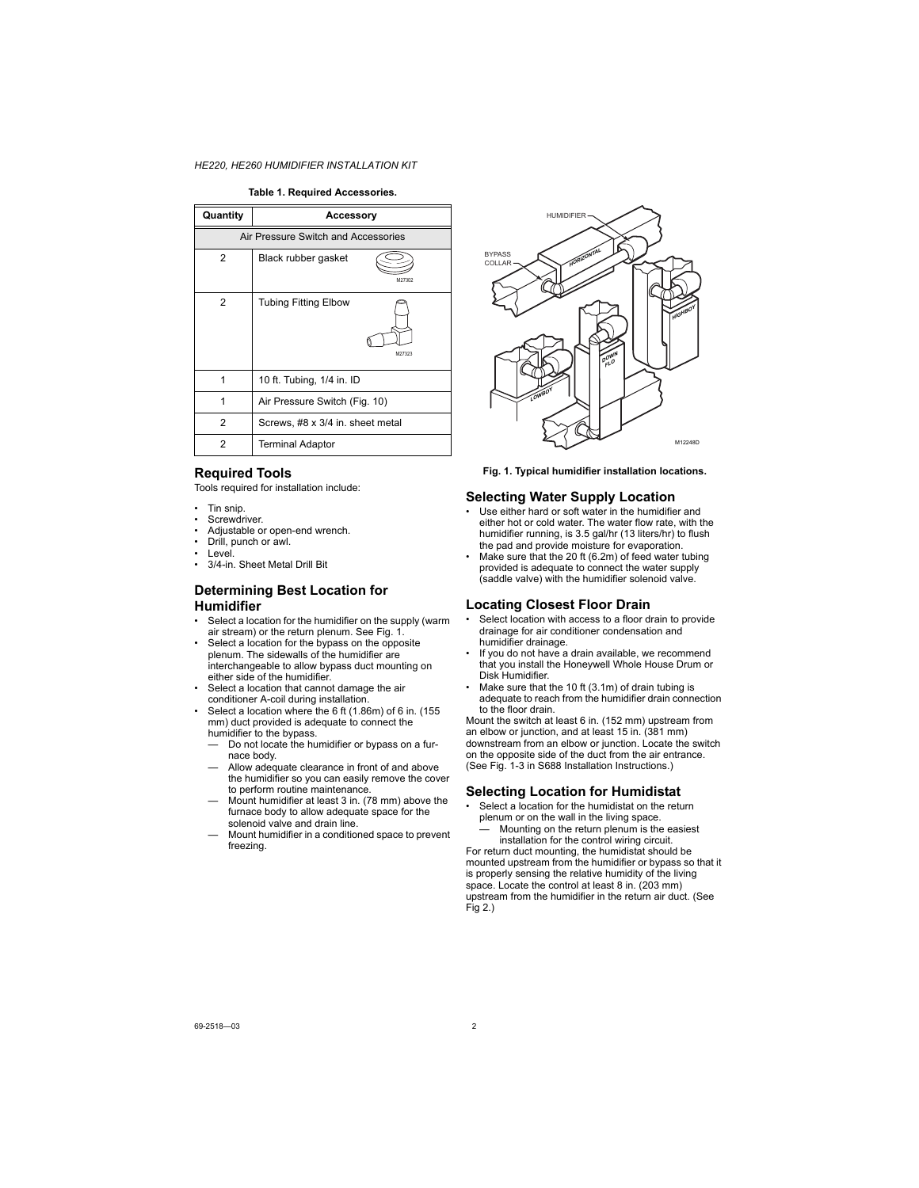**Table 1. Required Accessories.**

| Quantity | Accessory |
|---|---|
| Air Pressure Switch and Accessories | |
| 2 | Black rubber gasket |
| 2 | Tubing Fitting Elbow |
| 1 | 10 ft. Tubing, 1/4 in. ID |
| 1 | Air Pressure Switch (Fig. 10) |
| 2 | Screws, #8 x 3/4 in. sheet metal |
| 2 | Terminal Adaptor |

## Required Tools

Tools required for installation include:

- Tin snip.
- Screwdriver.
- Adjustable or open-end wrench.
- Drill, punch or awl.
- Level.
- 3/4-in. Sheet Metal Drill Bit

## Determining Best Location for Humidifier

- Select a location for the humidifier on the supply (warm air stream) or the return plenum. See Fig. 1.
- Select a location for the bypass on the opposite plenum. The sidewalls of the humidifier are interchangeable to allow bypass duct mounting on either side of the humidifier.
- Select a location that cannot damage the air conditioner A-coil during installation.
- Select a location where the 6 ft (1.86m) of 6 in. (155 mm) duct provided is adequate to connect the humidifier to the bypass.
  - Do not locate the humidifier or bypass on a furnace body.
  - Allow adequate clearance in front of and above the humidifier so you can easily remove the cover to perform routine maintenance.
  - Mount humidifier at least 3 in. (78 mm) above the furnace body to allow adequate space for the solenoid valve and drain line.
  - Mount humidifier in a conditioned space to prevent freezing.

**Fig. 1. Typical humidifier installation locations.**

## Selecting Water Supply Location

- Use either hard or soft water in the humidifier and either hot or cold water. The water flow rate, with the humidifier running, is 3.5 gal/hr (13 liters/hr) to flush the pad and provide moisture for evaporation.
- Make sure that the 20 ft (6.2m) of feed water tubing provided is adequate to connect the water supply (saddle valve) with the humidifier solenoid valve.

## Locating Closest Floor Drain

- Select location with access to a floor drain to provide drainage for air conditioner condensation and humidifier drainage.
- If you do not have a drain available, we recommend that you install the Honeywell Whole House Drum or Disk Humidifier.
- Make sure that the 10 ft (3.1m) of drain tubing is adequate to reach from the humidifier drain connection to the floor drain.

Mount the switch at least 6 in. (152 mm) upstream from an elbow or junction, and at least 15 in. (381 mm) downstream from an elbow or junction. Locate the switch on the opposite side of the duct from the air entrance. (See Fig. 1-3 in S688 Installation Instructions.)

## Selecting Location for Humidistat

- Select a location for the humidistat on the return plenum or on the wall in the living space.
  - Mounting on the return plenum is the easiest installation for the control wiring circuit.

For return duct mounting, the humidistat should be mounted upstream from the humidifier or bypass so that it is properly sensing the relative humidity of the living space. Locate the control at least 8 in. (203 mm) upstream from the humidifier in the return air duct. (See Fig 2.)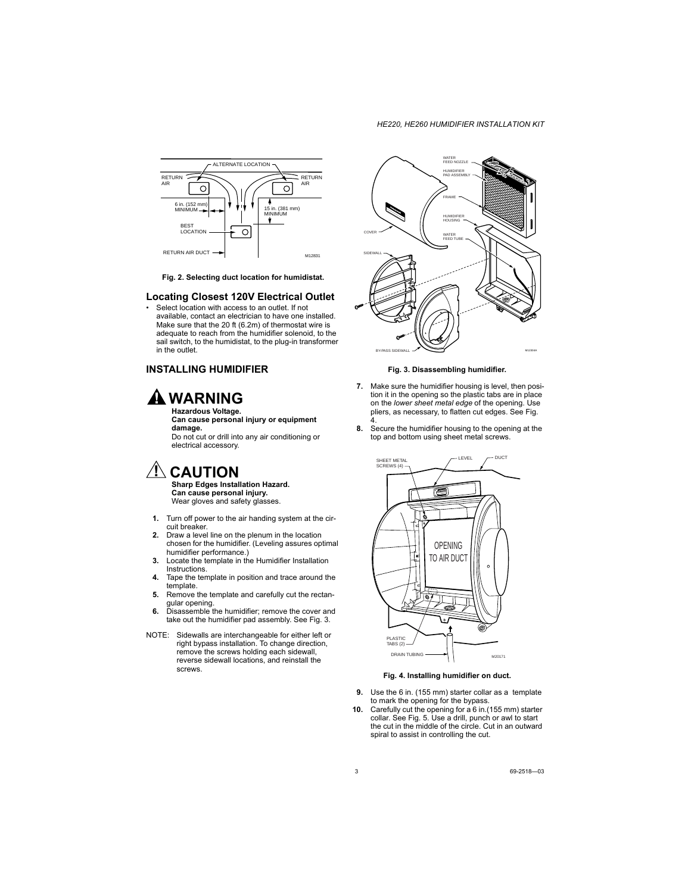Fig. 2. Selecting duct location for humidistat.

## Locating Closest 120V Electrical Outlet

- Select location with access to an outlet. If not available, contact an electrician to have one installed. Make sure that the 20 ft (6.2m) of thermostat wire is adequate to reach from the humidifier solenoid, to the sail switch, to the humidistat, to the plug-in transformer in the outlet.

## INSTALLING HUMIDIFIER

### ⚠ WARNING

**Hazardous Voltage.**
**Can cause personal injury or equipment damage.**
Do not cut or drill into any air conditioning or electrical accessory.

### ⚠ CAUTION

**Sharp Edges Installation Hazard.**
**Can cause personal injury.**
Wear gloves and safety glasses.

1. Turn off power to the air handing system at the circuit breaker.
2. Draw a level line on the plenum in the location chosen for the humidifier. (Leveling assures optimal humidifier performance.)
3. Locate the template in the Humidifier Installation Instructions.
4. Tape the template in position and trace around the template.
5. Remove the template and carefully cut the rectangular opening.
6. Disassemble the humidifier; remove the cover and take out the humidifier pad assembly. See Fig. 3.

NOTE: Sidewalls are interchangeable for either left or right bypass installation. To change direction, remove the screws holding each sidewall, reverse sidewall locations, and reinstall the screws.

Fig. 3. Disassembling humidifier.

7. Make sure the humidifier housing is level, then position it in the opening so the plastic tabs are in place on the *lower sheet metal edge* of the opening. Use pliers, as necessary, to flatten cut edges. See Fig. 4.
8. Secure the humidifier housing to the opening at the top and bottom using sheet metal screws.

Fig. 4. Installing humidifier on duct.

9. Use the 6 in. (155 mm) starter collar as a template to mark the opening for the bypass.
10. Carefully cut the opening for a 6 in.(155 mm) starter collar. See Fig. 5. Use a drill, punch or awl to start the cut in the middle of the circle. Cut in an outward spiral to assist in controlling the cut.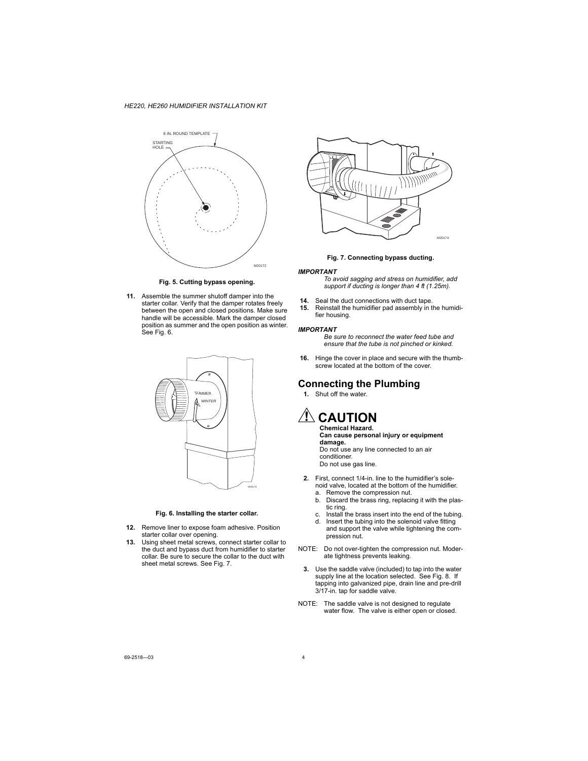Fig. 5. Cutting bypass opening.

11. Assemble the summer shutoff damper into the starter collar. Verify that the damper rotates freely between the open and closed positions. Make sure handle will be accessible. Mark the damper closed position as summer and the open position as winter. See Fig. 6.

Fig. 6. Installing the starter collar.

12. Remove liner to expose foam adhesive. Position starter collar over opening.
13. Using sheet metal screws, connect starter collar to the duct and bypass duct from humidifier to starter collar. Be sure to secure the collar to the duct with sheet metal screws. See Fig. 7.

Fig. 7. Connecting bypass ducting.

***IMPORTANT***
*To avoid sagging and stress on humidifier, add support if ducting is longer than 4 ft (1.25m).*

14. Seal the duct connections with duct tape.
15. Reinstall the humidifier pad assembly in the humidifier housing.

***IMPORTANT***
*Be sure to reconnect the water feed tube and ensure that the tube is not pinched or kinked.*

16. Hinge the cover in place and secure with the thumbscrew located at the bottom of the cover.

## Connecting the Plumbing

1. Shut off the water.

## ⚠ CAUTION

**Chemical Hazard.**
**Can cause personal injury or equipment damage.**
Do not use any line connected to an air conditioner.
Do not use gas line.

2. First, connect 1/4-in. line to the humidifier's solenoid valve, located at the bottom of the humidifier.
   a. Remove the compression nut.
   b. Discard the brass ring, replacing it with the plastic ring.
   c. Install the brass insert into the end of the tubing.
   d. Insert the tubing into the solenoid valve fitting and support the valve while tightening the compression nut.

NOTE: Do not over-tighten the compression nut. Moderate tightness prevents leaking.

3. Use the saddle valve (included) to tap into the water supply line at the location selected. See Fig. 8. If tapping into galvanized pipe, drain line and pre-drill 3/17-in. tap for saddle valve.

NOTE: The saddle valve is not designed to regulate water flow. The valve is either open or closed.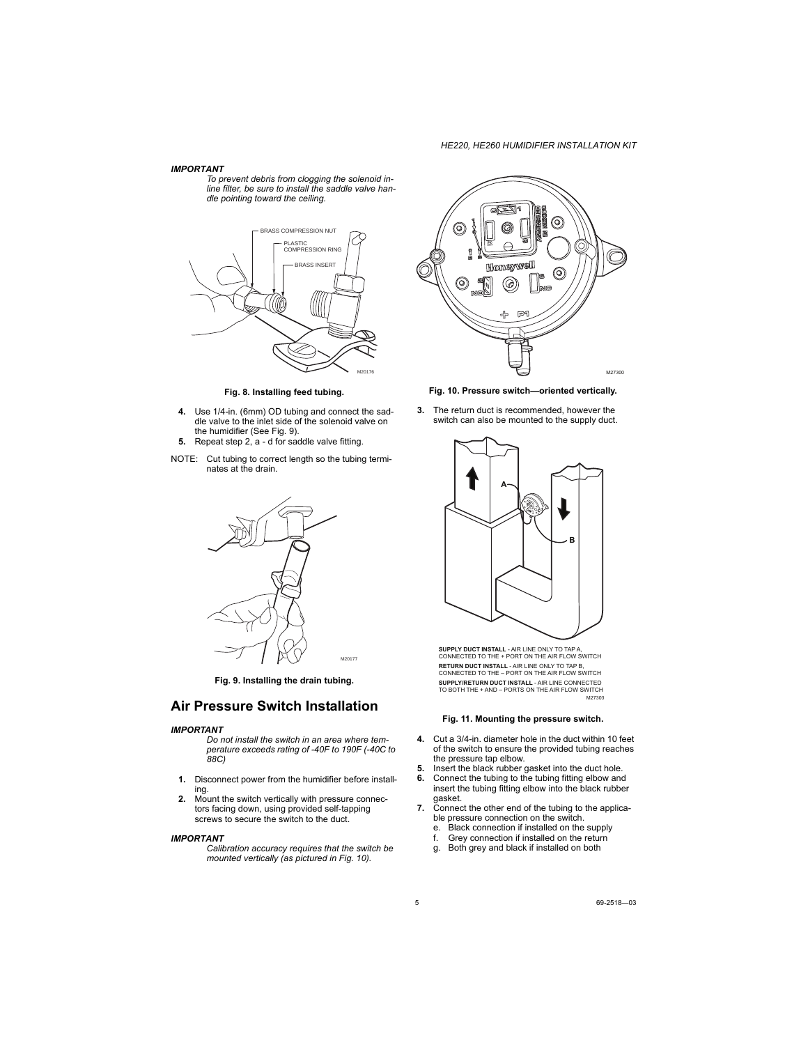*IMPORTANT*

*To prevent debris from clogging the solenoid in-line filter, be sure to install the saddle valve handle pointing toward the ceiling.*

**Fig. 8. Installing feed tubing.**

4. Use 1/4-in. (6mm) OD tubing and connect the saddle valve to the inlet side of the solenoid valve on the humidifier (See Fig. 9).
5. Repeat step 2, a - d for saddle valve fitting.

NOTE: Cut tubing to correct length so the tubing terminates at the drain.

**Fig. 9. Installing the drain tubing.**

## Air Pressure Switch Installation

*IMPORTANT*

*Do not install the switch in an area where temperature exceeds rating of -40F to 190F (-40C to 88C)*

1. Disconnect power from the humidifier before installing.
2. Mount the switch vertically with pressure connectors facing down, using provided self-tapping screws to secure the switch to the duct.

*IMPORTANT*

*Calibration accuracy requires that the switch be mounted vertically (as pictured in Fig. 10).*

**Fig. 10. Pressure switch—oriented vertically.**

3. The return duct is recommended, however the switch can also be mounted to the supply duct.

**SUPPLY DUCT INSTALL** - AIR LINE ONLY TO TAP A, CONNECTED TO THE + PORT ON THE AIR FLOW SWITCH

**RETURN DUCT INSTALL** - AIR LINE ONLY TO TAP B, CONNECTED TO THE – PORT ON THE AIR FLOW SWITCH

**SUPPLY/RETURN DUCT INSTALL** - AIR LINE CONNECTED TO BOTH THE + AND – PORTS ON THE AIR FLOW SWITCH

**Fig. 11. Mounting the pressure switch.**

4. Cut a 3/4-in. diameter hole in the duct within 10 feet of the switch to ensure the provided tubing reaches the pressure tap elbow.
5. Insert the black rubber gasket into the duct hole.
6. Connect the tubing to the tubing fitting elbow and insert the tubing fitting elbow into the black rubber gasket.
7. Connect the other end of the tubing to the applicable pressure connection on the switch.
   e. Black connection if installed on the supply
   f. Grey connection if installed on the return
   g. Both grey and black if installed on both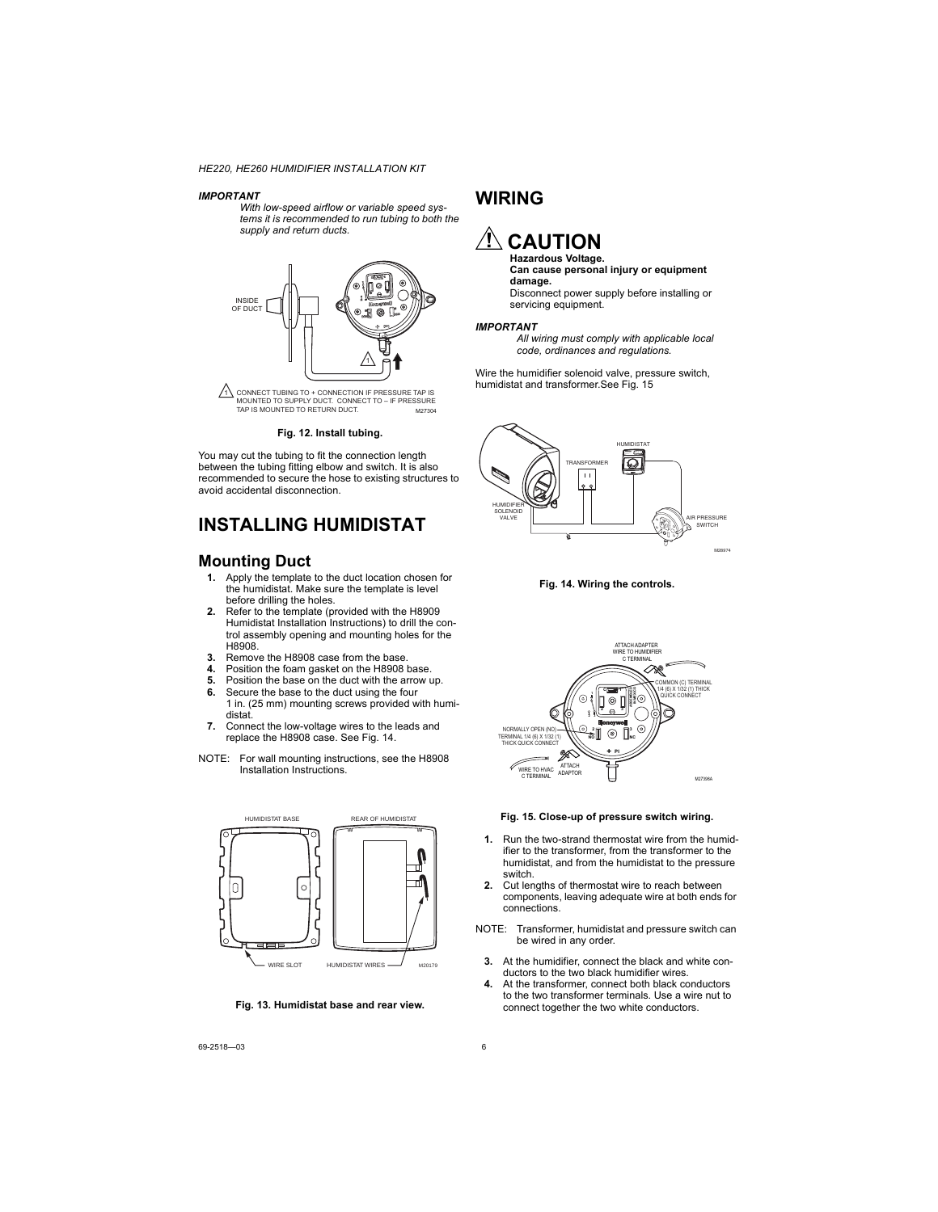### *IMPORTANT*

*With low-speed airflow or variable speed systems it is recommended to run tubing to both the supply and return ducts.*

INSIDE OF DUCT

1 CONNECT TUBING TO + CONNECTION IF PRESSURE TAP IS MOUNTED TO SUPPLY DUCT. CONNECT TO – IF PRESSURE TAP IS MOUNTED TO RETURN DUCT. M27304

**Fig. 12. Install tubing.**

You may cut the tubing to fit the connection length between the tubing fitting elbow and switch. It is also recommended to secure the hose to existing structures to avoid accidental disconnection.

# INSTALLING HUMIDISTAT

## Mounting Duct

1. Apply the template to the duct location chosen for the humidistat. Make sure the template is level before drilling the holes.
2. Refer to the template (provided with the H8909 Humidistat Installation Instructions) to drill the control assembly opening and mounting holes for the H8908.
3. Remove the H8908 case from the base.
4. Position the foam gasket on the H8908 base.
5. Position the base on the duct with the arrow up.
6. Secure the base to the duct using the four 1 in. (25 mm) mounting screws provided with humidistat.
7. Connect the low-voltage wires to the leads and replace the H8908 case. See Fig. 14.

NOTE: For wall mounting instructions, see the H8908 Installation Instructions.

HUMIDISTAT BASE | REAR OF HUMIDISTAT | WIRE SLOT | HUMIDISTAT WIRES | M20179

**Fig. 13. Humidistat base and rear view.**

# WIRING

## ⚠ CAUTION

**Hazardous Voltage.**
**Can cause personal injury or equipment damage.**
Disconnect power supply before installing or servicing equipment.

### *IMPORTANT*

*All wiring must comply with applicable local code, ordinances and regulations.*

Wire the humidifier solenoid valve, pressure switch, humidistat and transformer.See Fig. 15

HUMIDISTAT | TRANSFORMER | HUMIDIFIER SOLENOID VALVE | AIR PRESSURE SWITCH | M28974

**Fig. 14. Wiring the controls.**

ATTACH ADAPTER WIRE TO HUMIDIFIER C TERMINAL | COMMON (C) TERMINAL 1/4 (6) X 1/32 (1) THICK QUICK CONNECT | NORMALLY OPEN (NO) TERMINAL 1/4 (6) X 1/32 (1) THICK QUICK CONNECT | WIRE TO HVAC C TERMINAL | ATTACH ADAPTOR | M27306A

**Fig. 15. Close-up of pressure switch wiring.**

1. Run the two-strand thermostat wire from the humidifier to the transformer, from the transformer to the humidistat, and from the humidistat to the pressure switch.
2. Cut lengths of thermostat wire to reach between components, leaving adequate wire at both ends for connections.

NOTE: Transformer, humidistat and pressure switch can be wired in any order.

3. At the humidifier, connect the black and white conductors to the two black humidifier wires.
4. At the transformer, connect both black conductors to the two transformer terminals. Use a wire nut to connect together the two white conductors.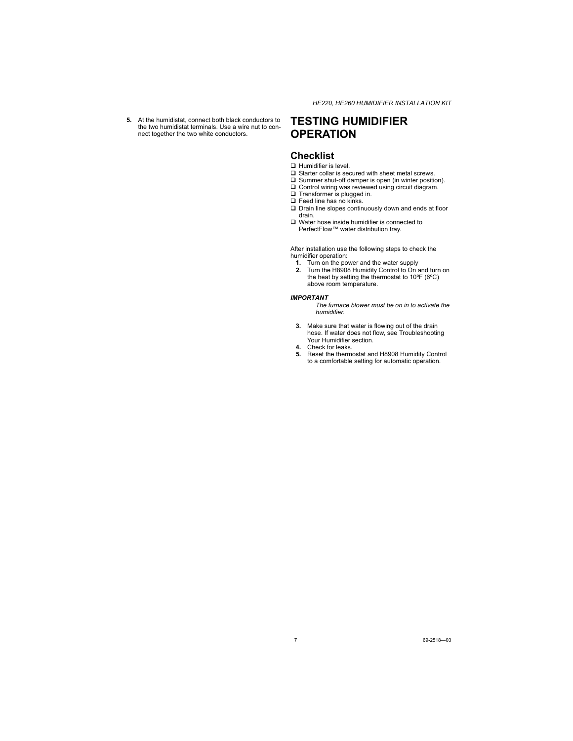5. At the humidistat, connect both black conductors to the two humidistat terminals. Use a wire nut to connect together the two white conductors.

# TESTING HUMIDIFIER OPERATION

## Checklist

- ❑ Humidifier is level.
- ❑ Starter collar is secured with sheet metal screws.
- ❑ Summer shut-off damper is open (in winter position).
- ❑ Control wiring was reviewed using circuit diagram.
- ❑ Transformer is plugged in.
- ❑ Feed line has no kinks.
- ❑ Drain line slopes continuously down and ends at floor drain.
- ❑ Water hose inside humidifier is connected to PerfectFlow™ water distribution tray.

After installation use the following steps to check the humidifier operation:

1. Turn on the power and the water supply
2. Turn the H8908 Humidity Control to On and turn on the heat by setting the thermostat to 10ºF (6ºC) above room temperature.

***IMPORTANT***

*The furnace blower must be on in to activate the humidifier.*

3. Make sure that water is flowing out of the drain hose. If water does not flow, see Troubleshooting Your Humidifier section.
4. Check for leaks.
5. Reset the thermostat and H8908 Humidity Control to a comfortable setting for automatic operation.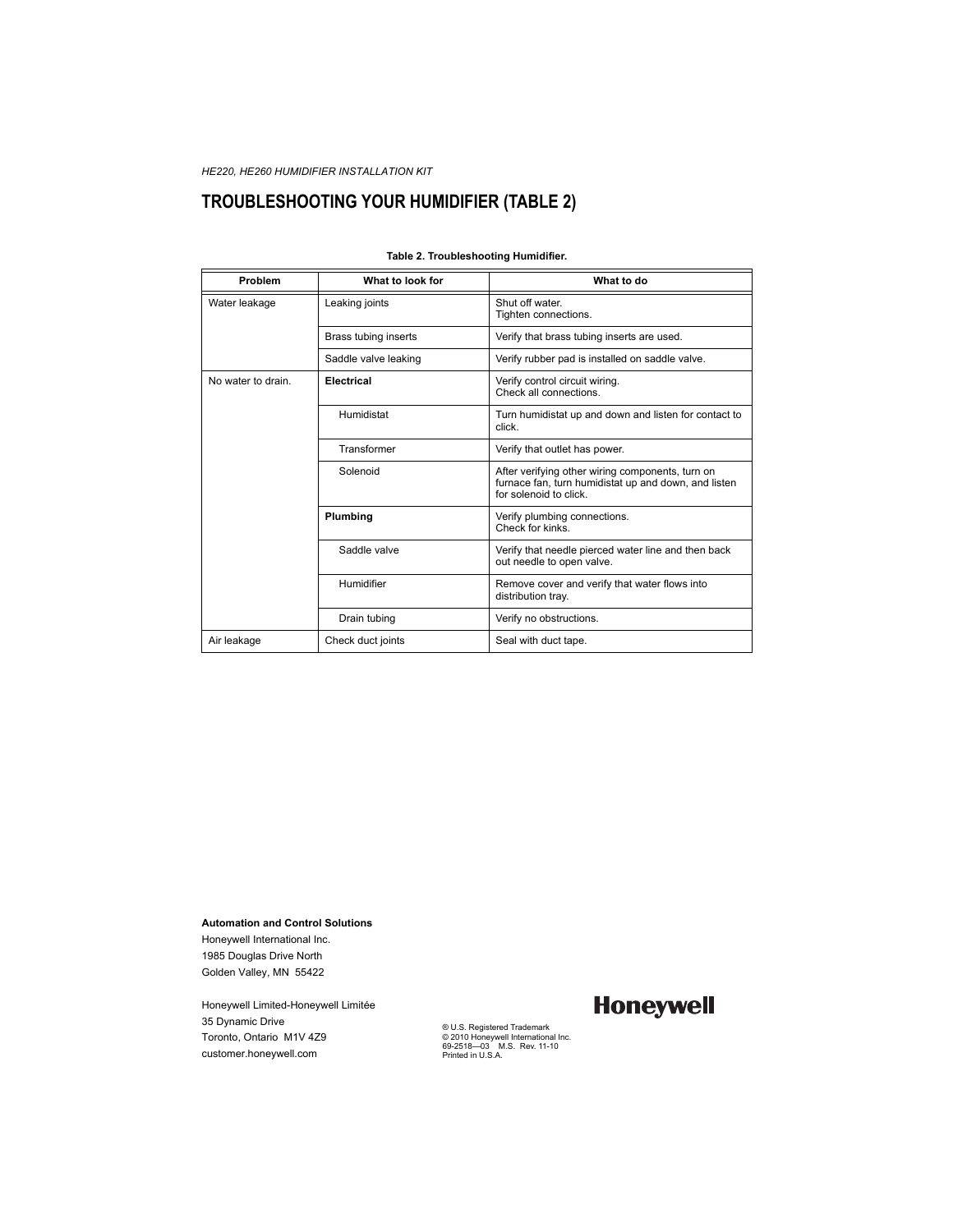## TROUBLESHOOTING YOUR HUMIDIFIER (TABLE 2)

**Table 2. Troubleshooting Humidifier.**

| Problem | What to look for | What to do |
|---|---|---|
| Water leakage | Leaking joints | Shut off water.<br>Tighten connections. |
| | Brass tubing inserts | Verify that brass tubing inserts are used. |
| | Saddle valve leaking | Verify rubber pad is installed on saddle valve. |
| No water to drain. | **Electrical** | Verify control circuit wiring.<br>Check all connections. |
| | Humidistat | Turn humidistat up and down and listen for contact to click. |
| | Transformer | Verify that outlet has power. |
| | Solenoid | After verifying other wiring components, turn on furnace fan, turn humidistat up and down, and listen for solenoid to click. |
| | **Plumbing** | Verify plumbing connections.<br>Check for kinks. |
| | Saddle valve | Verify that needle pierced water line and then back out needle to open valve. |
| | Humidifier | Remove cover and verify that water flows into distribution tray. |
| | Drain tubing | Verify no obstructions. |
| Air leakage | Check duct joints | Seal with duct tape. |

**Automation and Control Solutions**
Honeywell International Inc.
1985 Douglas Drive North
Golden Valley, MN 55422

Honeywell Limited-Honeywell Limitée
35 Dynamic Drive
Toronto, Ontario M1V 4Z9
customer.honeywell.com

® U.S. Registered Trademark
© 2010 Honeywell International Inc.
69-2518—03 M.S. Rev. 11-10
Printed in U.S.A.

**Honeywell**